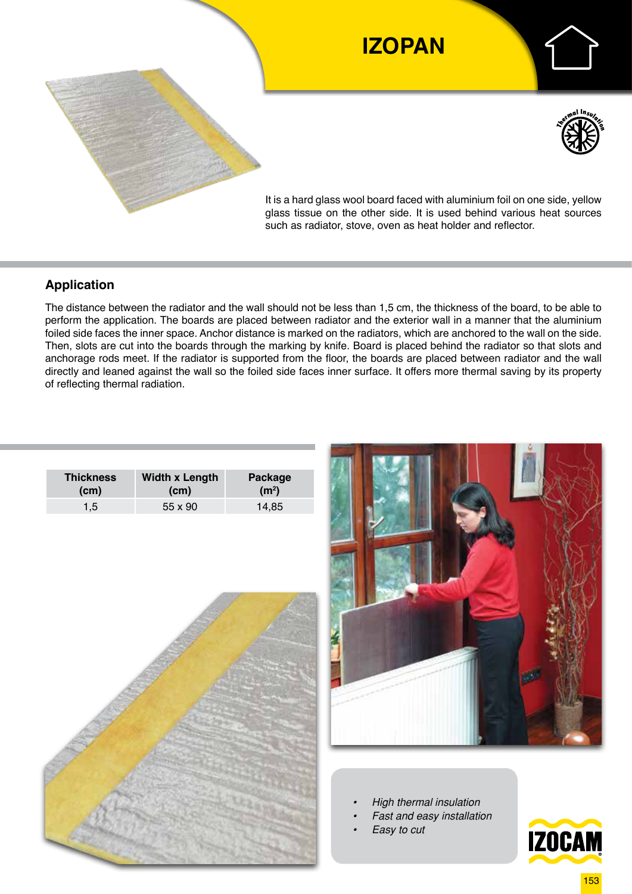# IZOPAN

It is a hard glass wool board faced with aluminium foil on one side, yellow glass tissue on the other side. It is used behind various heat sources such as radiator, stove, oven as heat holder and reflector.

## Application

The distance between the radiator and the wall should not be less than 1,5 cm, the thickness of the board, to be able to perform the application. The boards are placed between radiator and the exterior wall in a manner that the aluminium foiled side faces the inner space. Anchor distance is marked on the radiators, which are anchored to the wall on the side. Then, slots are cut into the boards through the marking by knife. Board is placed behind the radiator so that slots and anchorage rods meet. If the radiator is supported from the floor, the boards are placed between radiator and the wall directly and leaned against the wall so the foiled side faces inner surface. It offers more thermal saving by its property of reflecting thermal radiation.

| Thickness (cm) | Width x Length (cm) | Package ($m^2$) |
|---|---|---|
| 1,5 | 55 x 90 | 14,85 |

- *High thermal insulation*
- *Fast and easy installation*
- *Easy to cut*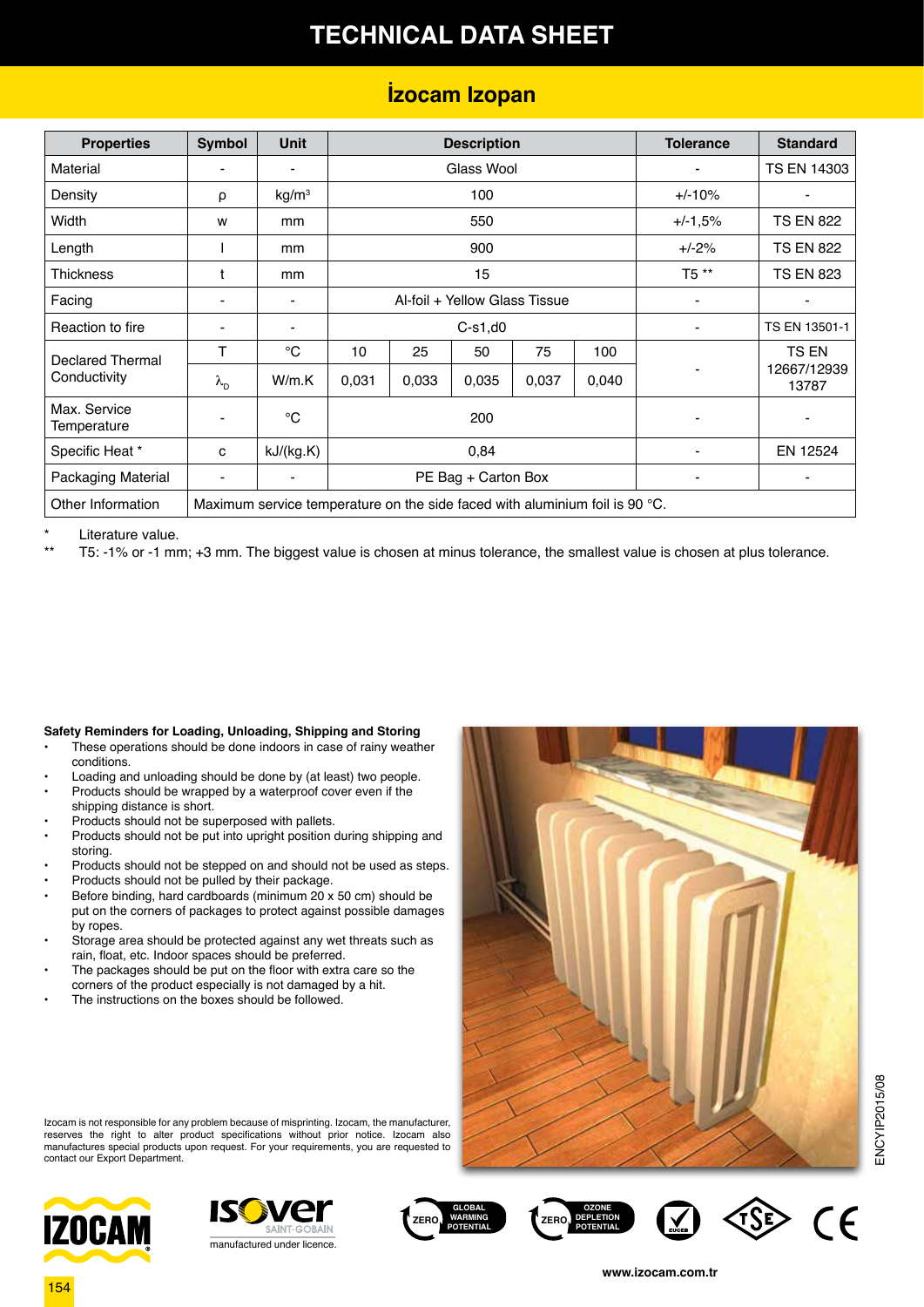# TECHNICAL DATA SHEET

## İzocam Izopan

| Properties | Symbol | Unit | Description | | | | | Tolerance | Standard |
|---|---|---|---|---|---|---|---|---|---|
| Material | - | - | Glass Wool | | | | | - | TS EN 14303 |
| Density | ρ | kg/m³ | 100 | | | | | +/-10% | - |
| Width | w | mm | 550 | | | | | +/-1,5% | TS EN 822 |
| Length | l | mm | 900 | | | | | +/-2% | TS EN 822 |
| Thickness | t | mm | 15 | | | | | T5 ** | TS EN 823 |
| Facing | - | - | Al-foil + Yellow Glass Tissue | | | | | - | - |
| Reaction to fire | - | - | C-s1,d0 | | | | | - | TS EN 13501-1 |
| Declared Thermal Conductivity | T | °C | 10 | 25 | 50 | 75 | 100 | - | TS EN 12667/12939 13787 |
| | $\lambda_D$ | W/m.K | 0,031 | 0,033 | 0,035 | 0,037 | 0,040 | | |
| Max. Service Temperature | - | °C | 200 | | | | | - | - |
| Specific Heat * | c | kJ/(kg.K) | 0,84 | | | | | - | EN 12524 |
| Packaging Material | - | - | PE Bag + Carton Box | | | | | - | - |
| Other Information | Maximum service temperature on the side faced with aluminium foil is 90 °C. | | | | | | | | |

\* Literature value.

\*\* T5: -1% or -1 mm; +3 mm. The biggest value is chosen at minus tolerance, the smallest value is chosen at plus tolerance.

**Safety Reminders for Loading, Unloading, Shipping and Storing**

- These operations should be done indoors in case of rainy weather conditions.
- Loading and unloading should be done by (at least) two people.
- Products should be wrapped by a waterproof cover even if the shipping distance is short.
- Products should not be superposed with pallets.
- Products should not be put into upright position during shipping and storing.
- Products should not be stepped on and should not be used as steps.
- Products should not be pulled by their package.
- Before binding, hard cardboards (minimum 20 x 50 cm) should be put on the corners of packages to protect against possible damages by ropes.
- Storage area should be protected against any wet threats such as rain, float, etc. Indoor spaces should be preferred.
- The packages should be put on the floor with extra care so the corners of the product especially is not damaged by a hit.
- The instructions on the boxes should be followed.

Izocam is not responsible for any problem because of misprinting. Izocam, the manufacturer, reserves the right to alter product specifications without prior notice. Izocam also manufactures special products upon request. For your requirements, you are requested to contact our Export Department.

ENCYIP2015/08

IZOCAM

ISOVER SAINT-GOBAIN manufactured under licence.

ZERO GLOBAL WARMING POTENTIAL

ZERO OZONE DEPLETION POTENTIAL

EUCEB

TSE

CE

www.izocam.com.tr